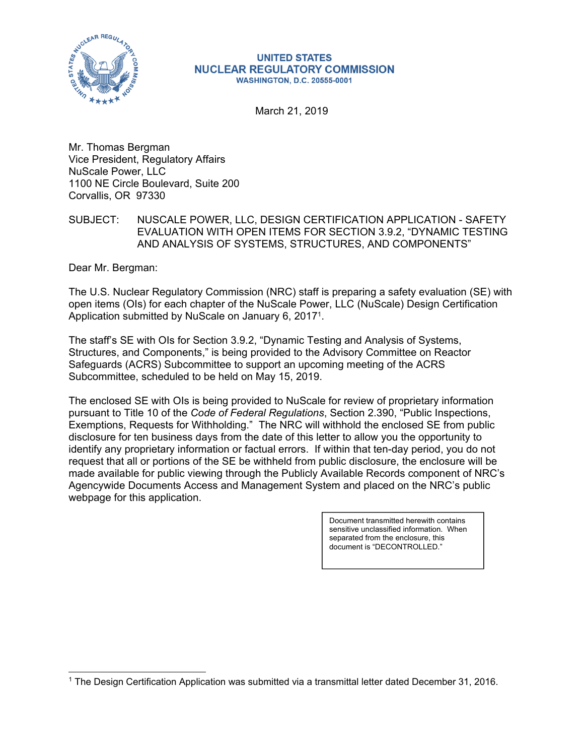**UNITED STATES**
**NUCLEAR REGULATORY COMMISSION**
**WASHINGTON, D.C. 20555-0001**

March 21, 2019

Mr. Thomas Bergman
Vice President, Regulatory Affairs
NuScale Power, LLC
1100 NE Circle Boulevard, Suite 200
Corvallis, OR 97330

SUBJECT: NUSCALE POWER, LLC, DESIGN CERTIFICATION APPLICATION - SAFETY EVALUATION WITH OPEN ITEMS FOR SECTION 3.9.2, "DYNAMIC TESTING AND ANALYSIS OF SYSTEMS, STRUCTURES, AND COMPONENTS"

Dear Mr. Bergman:

The U.S. Nuclear Regulatory Commission (NRC) staff is preparing a safety evaluation (SE) with open items (OIs) for each chapter of the NuScale Power, LLC (NuScale) Design Certification Application submitted by NuScale on January 6, 2017[1].

The staff's SE with OIs for Section 3.9.2, "Dynamic Testing and Analysis of Systems, Structures, and Components," is being provided to the Advisory Committee on Reactor Safeguards (ACRS) Subcommittee to support an upcoming meeting of the ACRS Subcommittee, scheduled to be held on May 15, 2019.

The enclosed SE with OIs is being provided to NuScale for review of proprietary information pursuant to Title 10 of the *Code of Federal Regulations*, Section 2.390, "Public Inspections, Exemptions, Requests for Withholding." The NRC will withhold the enclosed SE from public disclosure for ten business days from the date of this letter to allow you the opportunity to identify any proprietary information or factual errors. If within that ten-day period, you do not request that all or portions of the SE be withheld from public disclosure, the enclosure will be made available for public viewing through the Publicly Available Records component of NRC's Agencywide Documents Access and Management System and placed on the NRC's public webpage for this application.

> Document transmitted herewith contains sensitive unclassified information. When separated from the enclosure, this document is "DECONTROLLED."

---

[1] The Design Certification Application was submitted via a transmittal letter dated December 31, 2016.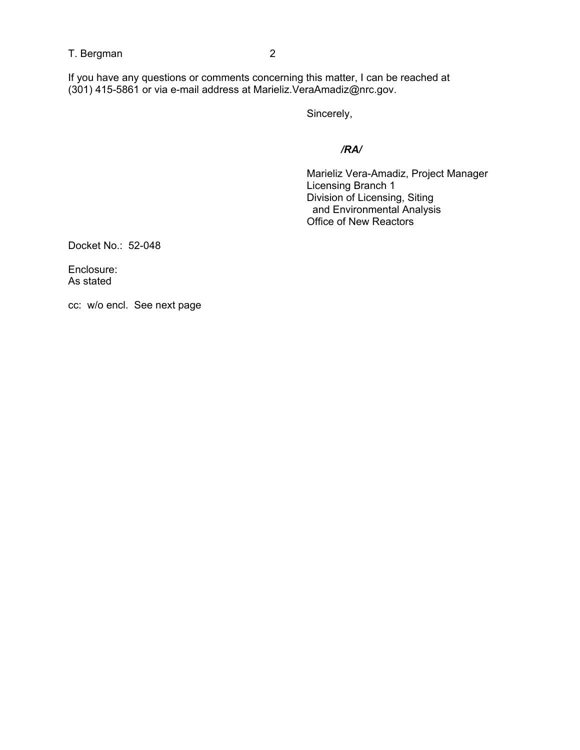If you have any questions or comments concerning this matter, I can be reached at (301) 415-5861 or via e-mail address at Marieliz.VeraAmadiz@nrc.gov.

Sincerely,

***/RA/***

Marieliz Vera-Amadiz, Project Manager
Licensing Branch 1
Division of Licensing, Siting
and Environmental Analysis
Office of New Reactors

Docket No.: 52-048

Enclosure:
As stated

cc: w/o encl. See next page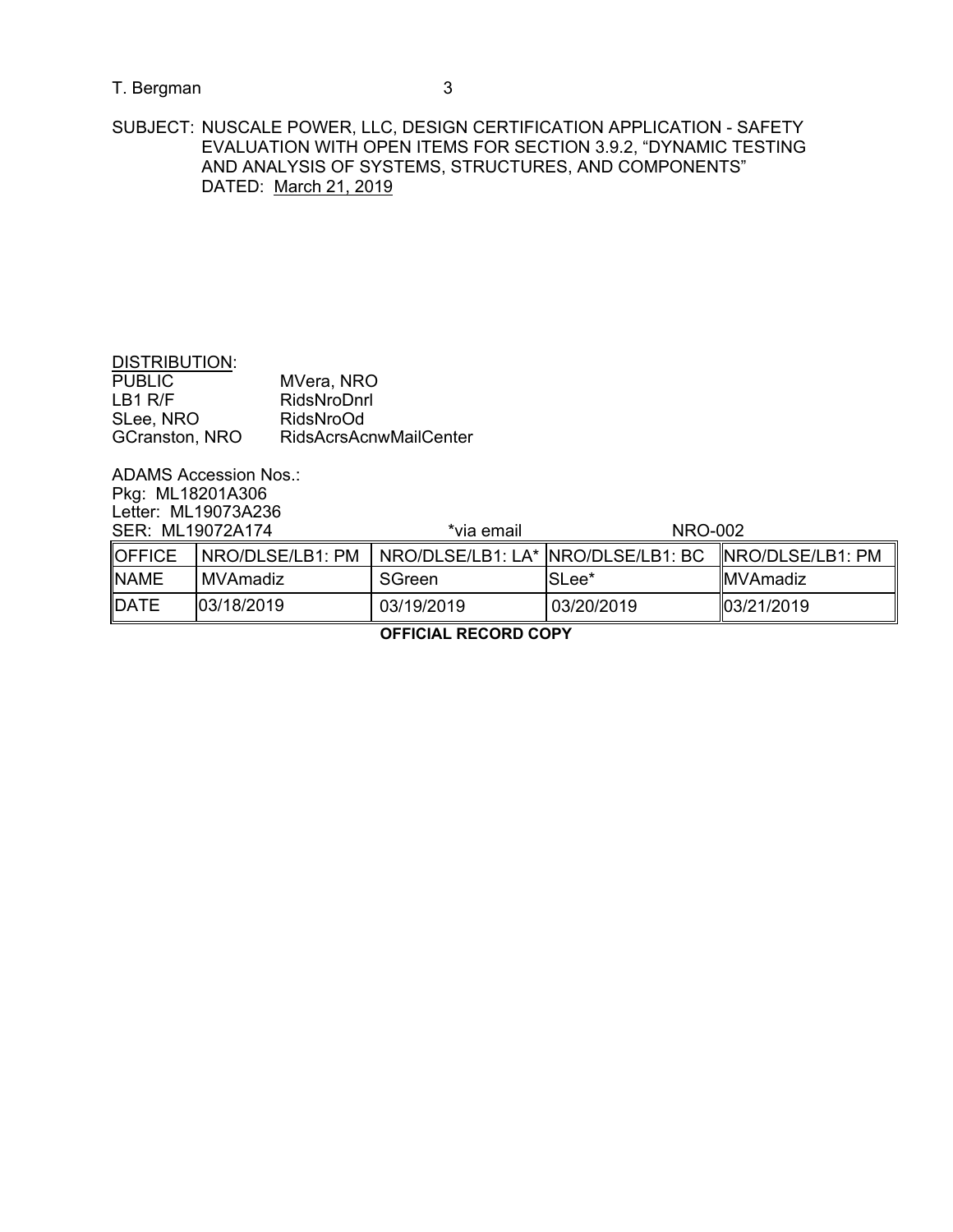SUBJECT: NUSCALE POWER, LLC, DESIGN CERTIFICATION APPLICATION - SAFETY EVALUATION WITH OPEN ITEMS FOR SECTION 3.9.2, "DYNAMIC TESTING AND ANALYSIS OF SYSTEMS, STRUCTURES, AND COMPONENTS" DATED: March 21, 2019

DISTRIBUTION:

| | |
|---|---|
| PUBLIC | MVera, NRO |
| LB1 R/F | RidsNroDnrl |
| SLee, NRO | RidsNroOd |
| GCranston, NRO | RidsAcrsAcnwMailCenter |

ADAMS Accession Nos.:
Pkg: ML18201A306
Letter: ML19073A236
SER: ML19072A174 *via email NRO-002

| OFFICE | NRO/DLSE/LB1: PM | NRO/DLSE/LB1: LA* | NRO/DLSE/LB1: BC | NRO/DLSE/LB1: PM |
|---|---|---|---|---|
| NAME | MVAmadiz | SGreen | SLee* | MVAmadiz |
| DATE | 03/18/2019 | 03/19/2019 | 03/20/2019 | 03/21/2019 |

**OFFICIAL RECORD COPY**